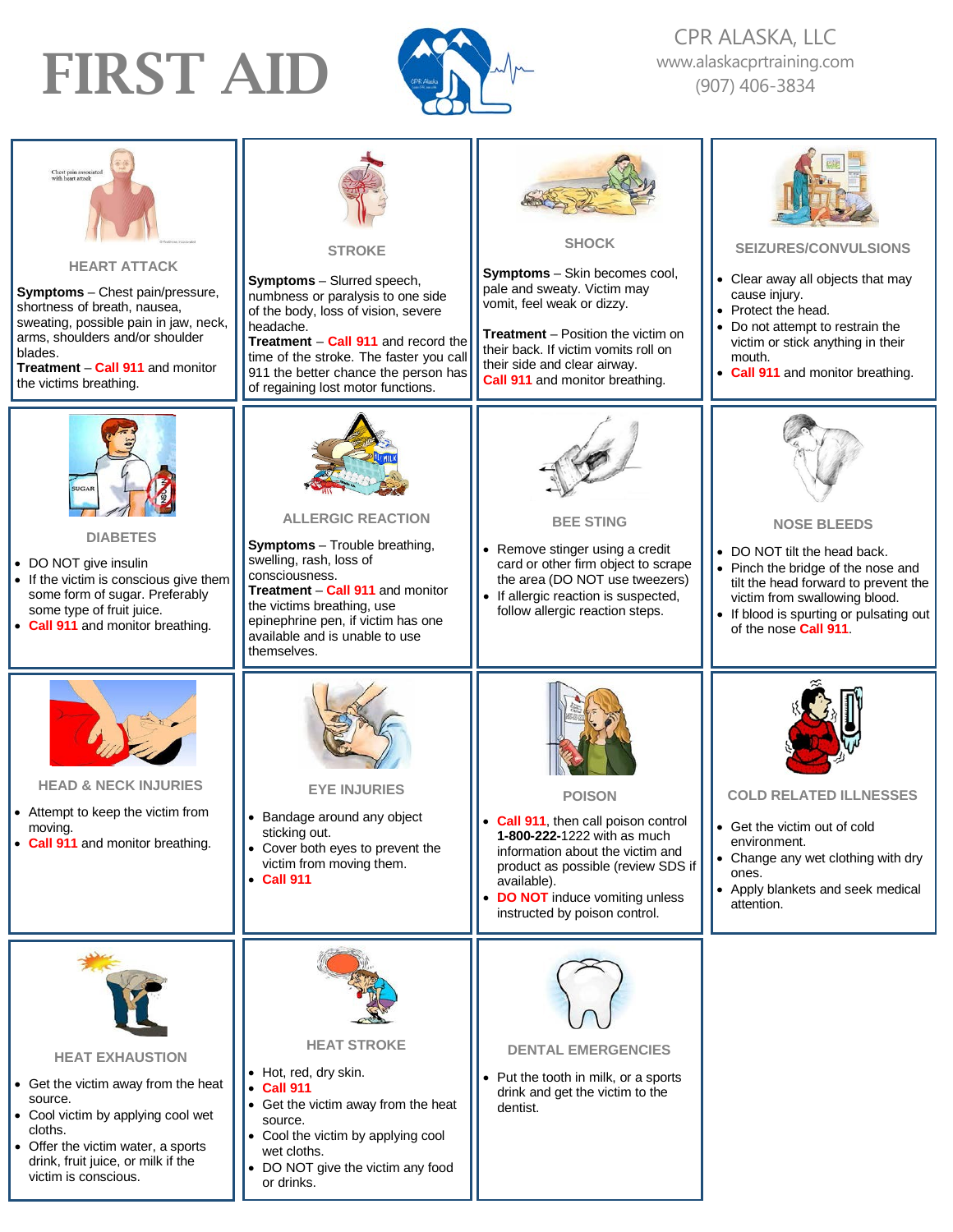# FIRST AID

CPR ALASKA, LLC
www.alaskacprtraining.com
(907) 406-3834

## HEART ATTACK

**Symptoms** – Chest pain/pressure, shortness of breath, nausea, sweating, possible pain in jaw, neck, arms, shoulders and/or shoulder blades.
**Treatment** – **Call 911** and monitor the victims breathing.

## STROKE

**Symptoms** – Slurred speech, numbness or paralysis to one side of the body, loss of vision, severe headache.
**Treatment** – **Call 911** and record the time of the stroke. The faster you call 911 the better chance the person has of regaining lost motor functions.

## SHOCK

**Symptoms** – Skin becomes cool, pale and sweaty. Victim may vomit, feel weak or dizzy.

**Treatment** – Position the victim on their back. If victim vomits roll on their side and clear airway.
**Call 911** and monitor breathing.

## SEIZURES/CONVULSIONS

- Clear away all objects that may cause injury.
- Protect the head.
- Do not attempt to restrain the victim or stick anything in their mouth.
- **Call 911** and monitor breathing.

## DIABETES

- DO NOT give insulin
- If the victim is conscious give them some form of sugar. Preferably some type of fruit juice.
- **Call 911** and monitor breathing.

## ALLERGIC REACTION

**Symptoms** – Trouble breathing, swelling, rash, loss of consciousness.
**Treatment** – **Call 911** and monitor the victims breathing, use epinephrine pen, if victim has one available and is unable to use themselves.

## BEE STING

- Remove stinger using a credit card or other firm object to scrape the area (DO NOT use tweezers)
- If allergic reaction is suspected, follow allergic reaction steps.

## NOSE BLEEDS

- DO NOT tilt the head back.
- Pinch the bridge of the nose and tilt the head forward to prevent the victim from swallowing blood.
- If blood is spurting or pulsating out of the nose **Call 911**.

## HEAD & NECK INJURIES

- Attempt to keep the victim from moving.
- **Call 911** and monitor breathing.

## EYE INJURIES

- Bandage around any object sticking out.
- Cover both eyes to prevent the victim from moving them.
- **Call 911**

## POISON

- **Call 911**, then call poison control **1-800-222-**1222 with as much information about the victim and product as possible (review SDS if available).
- **DO NOT** induce vomiting unless instructed by poison control.

## COLD RELATED ILLNESSES

- Get the victim out of cold environment.
- Change any wet clothing with dry ones.
- Apply blankets and seek medical attention.

## HEAT EXHAUSTION

- Get the victim away from the heat source.
- Cool victim by applying cool wet cloths.
- Offer the victim water, a sports drink, fruit juice, or milk if the victim is conscious.

## HEAT STROKE

- Hot, red, dry skin.
- **Call 911**
- Get the victim away from the heat source.
- Cool the victim by applying cool wet cloths.
- DO NOT give the victim any food or drinks.

## DENTAL EMERGENCIES

- Put the tooth in milk, or a sports drink and get the victim to the dentist.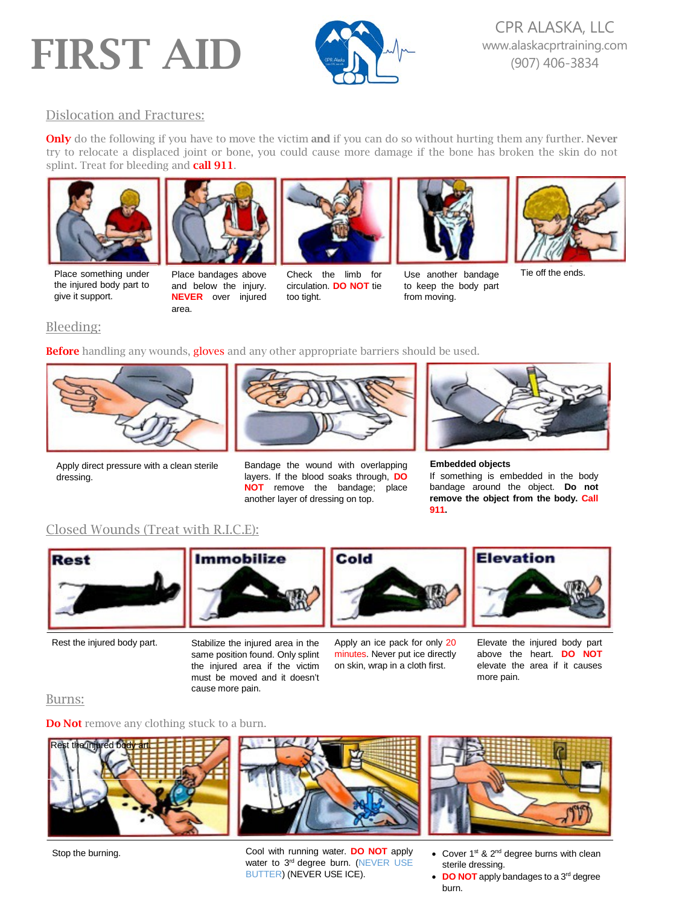# FIRST AID

CPR ALASKA, LLC
www.alaskacprtraining.com
(907) 406-3834

## Dislocation and Fractures:

**Only** do the following if you have to move the victim **and** if you can do so without hurting them any further. **Never** try to relocate a displaced joint or bone, you could cause more damage if the bone has broken the skin do not splint. Treat for bleeding and **call 911**.

Place something under the injured body part to give it support.

Place bandages above and below the injury. **NEVER** over injured area.

Check the limb for circulation. **DO NOT** tie too tight.

Use another bandage to keep the body part from moving.

Tie off the ends.

## Bleeding:

**Before** handling any wounds, gloves and any other appropriate barriers should be used.

Apply direct pressure with a clean sterile dressing.

Bandage the wound with overlapping layers. If the blood soaks through, **DO NOT** remove the bandage; place another layer of dressing on top.

**Embedded objects**
If something is embedded in the body bandage around the object. **Do not remove the object from the body. Call 911.**

## Closed Wounds (Treat with R.I.C.E):

Rest

Immobilize

Cold

Elevation

Rest the injured body part.

Stabilize the injured area in the same position found. Only splint the injured area if the victim must be moved and it doesn't cause more pain.

Apply an ice pack for only 20 minutes. Never put ice directly on skin, wrap in a cloth first.

Elevate the injured body part above the heart. **DO NOT** elevate the area if it causes more pain.

## Burns:

**Do Not** remove any clothing stuck to a burn.

Rest the injured body art.

Stop the burning.

Cool with running water. **DO NOT** apply water to 3rd degree burn. (NEVER USE BUTTER) (NEVER USE ICE).

- Cover 1st & 2nd degree burns with clean sterile dressing.
- **DO NOT** apply bandages to a 3rd degree burn.